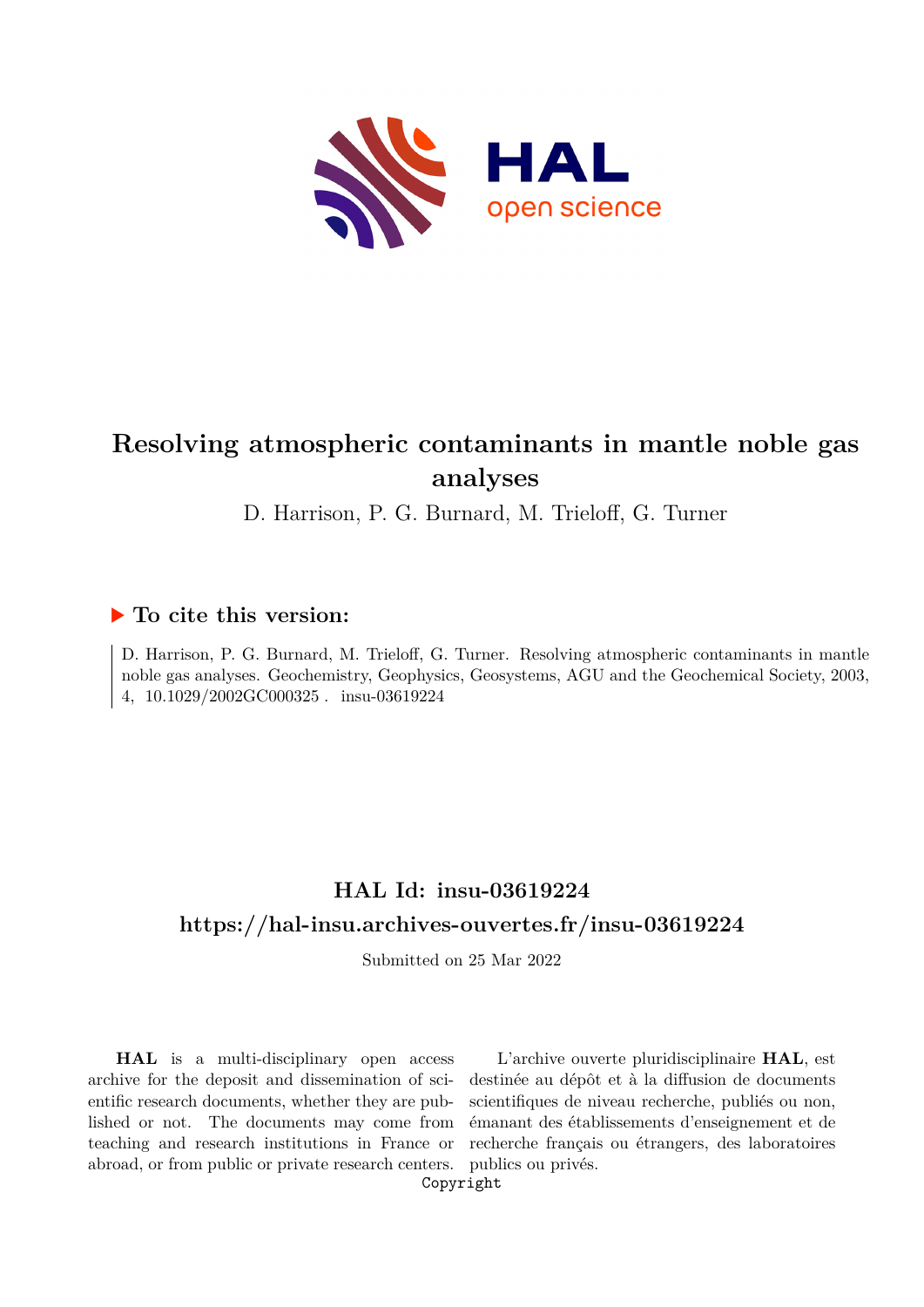# Resolving atmospheric contaminants in mantle noble gas analyses

D. Harrison, P. G. Burnard, M. Trieloff, G. Turner

## ▶ To cite this version:

D. Harrison, P. G. Burnard, M. Trieloff, G. Turner. Resolving atmospheric contaminants in mantle noble gas analyses. Geochemistry, Geophysics, Geosystems, AGU and the Geochemical Society, 2003, 4, 10.1029/2002GC000325 . insu-03619224

## HAL Id: insu-03619224

## https://hal-insu.archives-ouvertes.fr/insu-03619224

Submitted on 25 Mar 2022

**HAL** is a multi-disciplinary open access archive for the deposit and dissemination of scientific research documents, whether they are published or not. The documents may come from teaching and research institutions in France or abroad, or from public or private research centers.

L'archive ouverte pluridisciplinaire **HAL**, est destinée au dépôt et à la diffusion de documents scientifiques de niveau recherche, publiés ou non, émanant des établissements d'enseignement et de recherche français ou étrangers, des laboratoires publics ou privés.

Copyright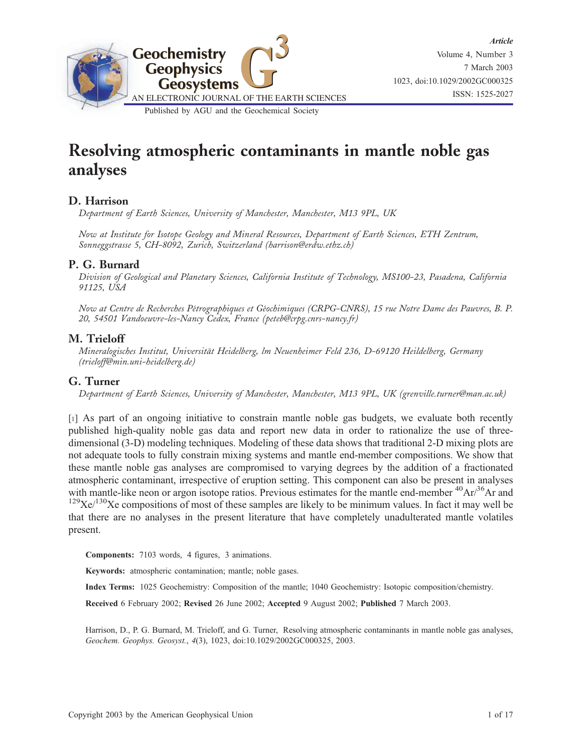# Resolving atmospheric contaminants in mantle noble gas analyses

## D. Harrison

*Department of Earth Sciences, University of Manchester, Manchester, M13 9PL, UK*

*Now at Institute for Isotope Geology and Mineral Resources, Department of Earth Sciences, ETH Zentrum, Sonneggstrasse 5, CH-8092, Zurich, Switzerland (harrison@erdw.ethz.ch)*

## P. G. Burnard

*Division of Geological and Planetary Sciences, California Institute of Technology, MS100-23, Pasadena, California 91125, USA*

*Now at Centre de Recherches Pétrographiques et Géochimiques (CRPG-CNRS), 15 rue Notre Dame des Pauvres, B. P. 20, 54501 Vandoeuvre-les-Nancy Cedex, France (peteb@crpg.cnrs-nancy.fr)*

## M. Trieloff

*Mineralogisches Institut, Universität Heidelberg, Im Neuenheimer Feld 236, D-69120 Heildelberg, Germany (trieloff@min.uni-heidelberg.de)*

## G. Turner

*Department of Earth Sciences, University of Manchester, Manchester, M13 9PL, UK (grenville.turner@man.ac.uk)*

[1] As part of an ongoing initiative to constrain mantle noble gas budgets, we evaluate both recently published high-quality noble gas data and report new data in order to rationalize the use of three-dimensional (3-D) modeling techniques. Modeling of these data shows that traditional 2-D mixing plots are not adequate tools to fully constrain mixing systems and mantle end-member compositions. We show that these mantle noble gas analyses are compromised to varying degrees by the addition of a fractionated atmospheric contaminant, irrespective of eruption setting. This component can also be present in analyses with mantle-like neon or argon isotope ratios. Previous estimates for the mantle end-member $^{40}Ar/^{36}Ar$ and $^{129}Xe/^{130}Xe$ compositions of most of these samples are likely to be minimum values. In fact it may well be that there are no analyses in the present literature that have completely unadulterated mantle volatiles present.

**Components:** 7103 words, 4 figures, 3 animations.

**Keywords:** atmospheric contamination; mantle; noble gases.

**Index Terms:** 1025 Geochemistry: Composition of the mantle; 1040 Geochemistry: Isotopic composition/chemistry.

**Received** 6 February 2002; **Revised** 26 June 2002; **Accepted** 9 August 2002; **Published** 7 March 2003.

Harrison, D., P. G. Burnard, M. Trieloff, and G. Turner, Resolving atmospheric contaminants in mantle noble gas analyses, *Geochem. Geophys. Geosyst.*, *4*(3), 1023, doi:10.1029/2002GC000325, 2003.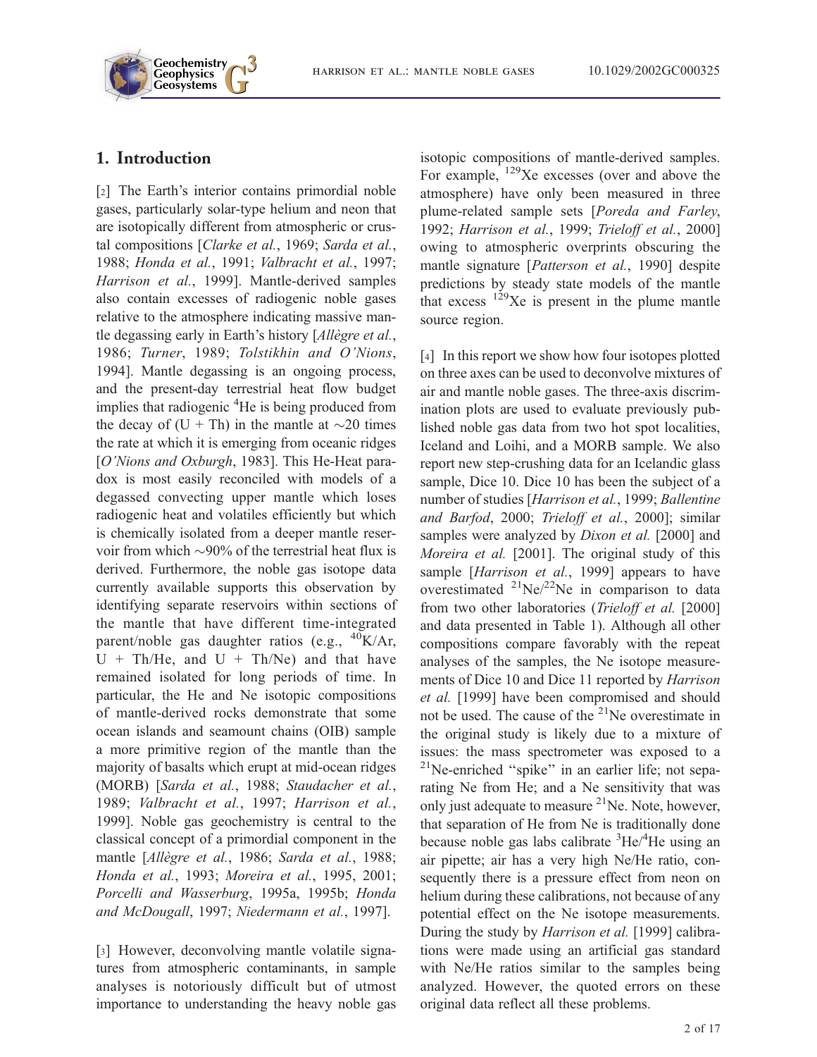## 1. Introduction

[2] The Earth's interior contains primordial noble gases, particularly solar-type helium and neon that are isotopically different from atmospheric or crustal compositions [*Clarke et al.*, 1969; *Sarda et al.*, 1988; *Honda et al.*, 1991; *Valbracht et al.*, 1997; *Harrison et al.*, 1999]. Mantle-derived samples also contain excesses of radiogenic noble gases relative to the atmosphere indicating massive mantle degassing early in Earth's history [*Allègre et al.*, 1986; *Turner*, 1989; *Tolstikhin and O'Nions*, 1994]. Mantle degassing is an ongoing process, and the present-day terrestrial heat flow budget implies that radiogenic $^{4}$He is being produced from the decay of (U + Th) in the mantle at ~20 times the rate at which it is emerging from oceanic ridges [*O'Nions and Oxburgh*, 1983]. This He-Heat paradox is most easily reconciled with models of a degassed convecting upper mantle which loses radiogenic heat and volatiles efficiently but which is chemically isolated from a deeper mantle reservoir from which ~90% of the terrestrial heat flux is derived. Furthermore, the noble gas isotope data currently available supports this observation by identifying separate reservoirs within sections of the mantle that have different time-integrated parent/noble gas daughter ratios (e.g., $^{40}$K/Ar, U + Th/He, and U + Th/Ne) and that have remained isolated for long periods of time. In particular, the He and Ne isotopic compositions of mantle-derived rocks demonstrate that some ocean islands and seamount chains (OIB) sample a more primitive region of the mantle than the majority of basalts which erupt at mid-ocean ridges (MORB) [*Sarda et al.*, 1988; *Staudacher et al.*, 1989; *Valbracht et al.*, 1997; *Harrison et al.*, 1999]. Noble gas geochemistry is central to the classical concept of a primordial component in the mantle [*Allègre et al.*, 1986; *Sarda et al.*, 1988; *Honda et al.*, 1993; *Moreira et al.*, 1995, 2001; *Porcelli and Wasserburg*, 1995a, 1995b; *Honda and McDougall*, 1997; *Niedermann et al.*, 1997].

[3] However, deconvolving mantle volatile signatures from atmospheric contaminants, in sample analyses is notoriously difficult but of utmost importance to understanding the heavy noble gas isotopic compositions of mantle-derived samples. For example, $^{129}$Xe excesses (over and above the atmosphere) have only been measured in three plume-related sample sets [*Poreda and Farley*, 1992; *Harrison et al.*, 1999; *Trieloff et al.*, 2000] owing to atmospheric overprints obscuring the mantle signature [*Patterson et al.*, 1990] despite predictions by steady state models of the mantle that excess $^{129}$Xe is present in the plume mantle source region.

[4] In this report we show how four isotopes plotted on three axes can be used to deconvolve mixtures of air and mantle noble gases. The three-axis discrimination plots are used to evaluate previously published noble gas data from two hot spot localities, Iceland and Loihi, and a MORB sample. We also report new step-crushing data for an Icelandic glass sample, Dice 10. Dice 10 has been the subject of a number of studies [*Harrison et al.*, 1999; *Ballentine and Barfod*, 2000; *Trieloff et al.*, 2000]; similar samples were analyzed by *Dixon et al.* [2000] and *Moreira et al.* [2001]. The original study of this sample [*Harrison et al.*, 1999] appears to have overestimated $^{21}$Ne/$^{22}$Ne in comparison to data from two other laboratories (*Trieloff et al.* [2000] and data presented in Table 1). Although all other compositions compare favorably with the repeat analyses of the samples, the Ne isotope measurements of Dice 10 and Dice 11 reported by *Harrison et al.* [1999] have been compromised and should not be used. The cause of the $^{21}$Ne overestimate in the original study is likely due to a mixture of issues: the mass spectrometer was exposed to a $^{21}$Ne-enriched "spike" in an earlier life; not separating Ne from He; and a Ne sensitivity that was only just adequate to measure $^{21}$Ne. Note, however, that separation of He from Ne is traditionally done because noble gas labs calibrate $^{3}$He/$^{4}$He using an air pipette; air has a very high Ne/He ratio, consequently there is a pressure effect from neon on helium during these calibrations, not because of any potential effect on the Ne isotope measurements. During the study by *Harrison et al.* [1999] calibrations were made using an artificial gas standard with Ne/He ratios similar to the samples being analyzed. However, the quoted errors on these original data reflect all these problems.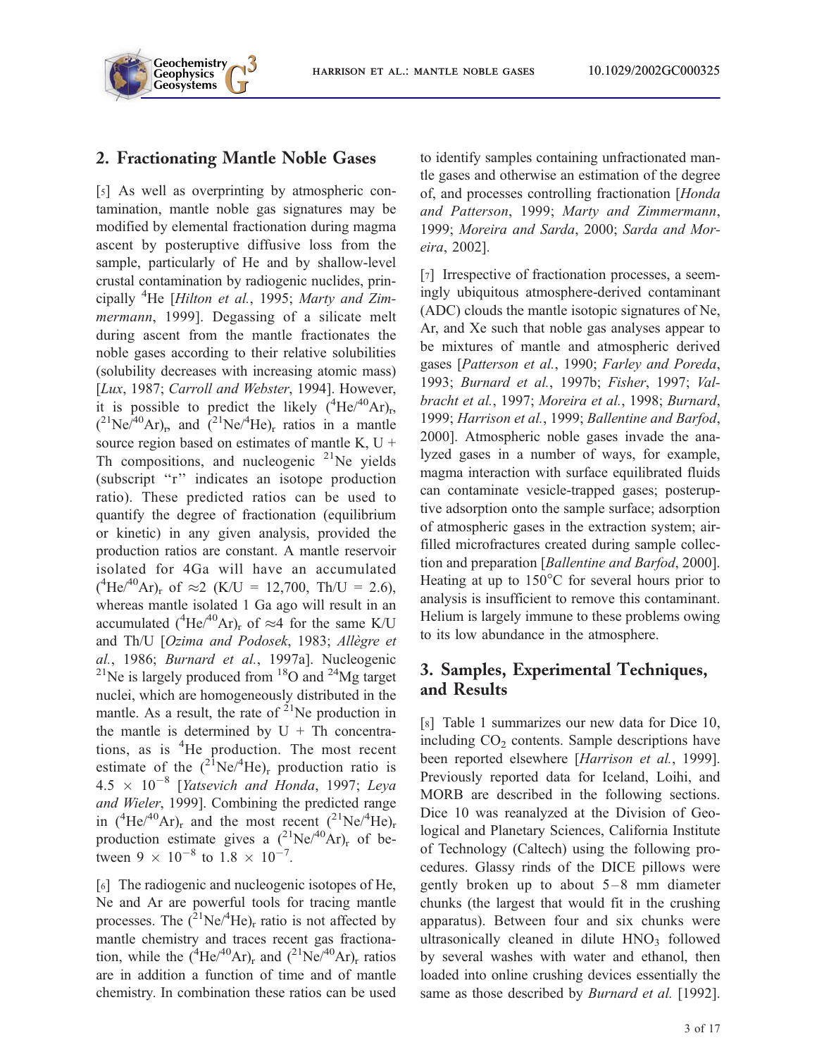## 2. Fractionating Mantle Noble Gases

[5] As well as overprinting by atmospheric contamination, mantle noble gas signatures may be modified by elemental fractionation during magma ascent by posteruptive diffusive loss from the sample, particularly of He and by shallow-level crustal contamination by radiogenic nuclides, principally $^4$He [*Hilton et al.*, 1995; *Marty and Zimmermann*, 1999]. Degassing of a silicate melt during ascent from the mantle fractionates the noble gases according to their relative solubilities (solubility decreases with increasing atomic mass) [*Lux*, 1987; *Carroll and Webster*, 1994]. However, it is possible to predict the likely $(^4He/^{40}Ar)_r$, $(^{21}Ne/^{40}Ar)_r$, and $(^{21}Ne/^4He)_r$ ratios in a mantle source region based on estimates of mantle K, U + Th compositions, and nucleogenic $^{21}$Ne yields (subscript "r" indicates an isotope production ratio). These predicted ratios can be used to quantify the degree of fractionation (equilibrium or kinetic) in any given analysis, provided the production ratios are constant. A mantle reservoir isolated for 4Ga will have an accumulated $(^4He/^{40}Ar)_r$ of $\approx$2 (K/U = 12,700, Th/U = 2.6), whereas mantle isolated 1 Ga ago will result in an accumulated $(^4He/^{40}Ar)_r$ of $\approx$4 for the same K/U and Th/U [*Ozima and Podosek*, 1983; *Allègre et al.*, 1986; *Burnard et al.*, 1997a]. Nucleogenic $^{21}$Ne is largely produced from $^{18}$O and $^{24}$Mg target nuclei, which are homogeneously distributed in the mantle. As a result, the rate of $^{21}$Ne production in the mantle is determined by U + Th concentrations, as is $^4$He production. The most recent estimate of the $(^{21}Ne/^4He)_r$ production ratio is $4.5 \times 10^{-8}$ [*Yatsevich and Honda*, 1997; *Leya and Wieler*, 1999]. Combining the predicted range in $(^4He/^{40}Ar)_r$ and the most recent $(^{21}Ne/^4He)_r$ production estimate gives a $(^{21}Ne/^{40}Ar)_r$ of between $9 \times 10^{-8}$ to $1.8 \times 10^{-7}$.

[6] The radiogenic and nucleogenic isotopes of He, Ne and Ar are powerful tools for tracing mantle processes. The $(^{21}Ne/^4He)_r$ ratio is not affected by mantle chemistry and traces recent gas fractionation, while the $(^4He/^{40}Ar)_r$ and $(^{21}Ne/^{40}Ar)_r$ ratios are in addition a function of time and of mantle chemistry. In combination these ratios can be used to identify samples containing unfractionated mantle gases and otherwise an estimation of the degree of, and processes controlling fractionation [*Honda and Patterson*, 1999; *Marty and Zimmermann*, 1999; *Moreira and Sarda*, 2000; *Sarda and Moreira*, 2002].

[7] Irrespective of fractionation processes, a seemingly ubiquitous atmosphere-derived contaminant (ADC) clouds the mantle isotopic signatures of Ne, Ar, and Xe such that noble gas analyses appear to be mixtures of mantle and atmospheric derived gases [*Patterson et al.*, 1990; *Farley and Poreda*, 1993; *Burnard et al.*, 1997b; *Fisher*, 1997; *Valbracht et al.*, 1997; *Moreira et al.*, 1998; *Burnard*, 1999; *Harrison et al.*, 1999; *Ballentine and Barfod*, 2000]. Atmospheric noble gases invade the analyzed gases in a number of ways, for example, magma interaction with surface equilibrated fluids can contaminate vesicle-trapped gases; posteruptive adsorption onto the sample surface; adsorption of atmospheric gases in the extraction system; air-filled microfractures created during sample collection and preparation [*Ballentine and Barfod*, 2000]. Heating at up to 150°C for several hours prior to analysis is insufficient to remove this contaminant. Helium is largely immune to these problems owing to its low abundance in the atmosphere.

## 3. Samples, Experimental Techniques, and Results

[8] Table 1 summarizes our new data for Dice 10, including $CO_2$ contents. Sample descriptions have been reported elsewhere [*Harrison et al.*, 1999]. Previously reported data for Iceland, Loihi, and MORB are described in the following sections. Dice 10 was reanalyzed at the Division of Geological and Planetary Sciences, California Institute of Technology (Caltech) using the following procedures. Glassy rinds of the DICE pillows were gently broken up to about 5–8 mm diameter chunks (the largest that would fit in the crushing apparatus). Between four and six chunks were ultrasonically cleaned in dilute $HNO_3$ followed by several washes with water and ethanol, then loaded into online crushing devices essentially the same as those described by *Burnard et al.* [1992].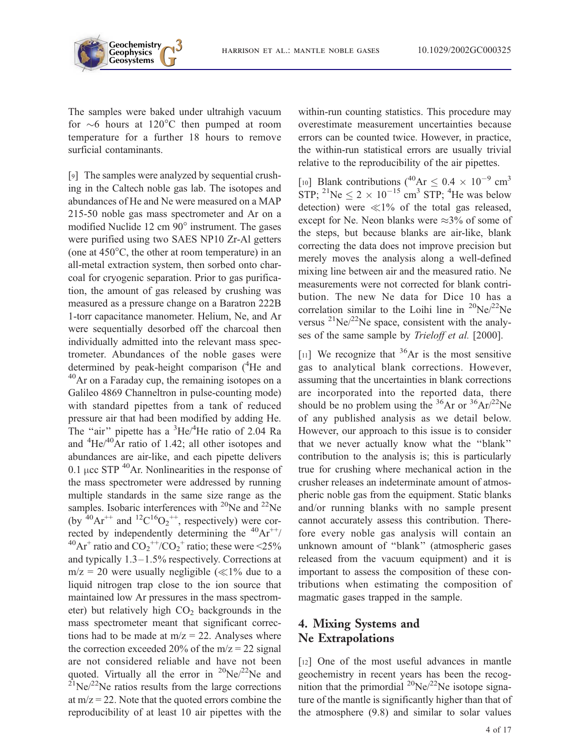The samples were baked under ultrahigh vacuum for ~6 hours at 120°C then pumped at room temperature for a further 18 hours to remove surficial contaminants.

[9] The samples were analyzed by sequential crushing in the Caltech noble gas lab. The isotopes and abundances of He and Ne were measured on a MAP 215-50 noble gas mass spectrometer and Ar on a modified Nuclide 12 cm 90° instrument. The gases were purified using two SAES NP10 Zr-Al getters (one at 450°C, the other at room temperature) in an all-metal extraction system, then sorbed onto charcoal for cryogenic separation. Prior to gas purification, the amount of gas released by crushing was measured as a pressure change on a Baratron 222B 1-torr capacitance manometer. Helium, Ne, and Ar were sequentially desorbed off the charcoal then individually admitted into the relevant mass spectrometer. Abundances of the noble gases were determined by peak-height comparison ($^{4}$He and $^{40}$Ar on a Faraday cup, the remaining isotopes on a Galileo 4869 Channeltron in pulse-counting mode) with standard pipettes from a tank of reduced pressure air that had been modified by adding He. The "air" pipette has a $^{3}$He/$^{4}$He ratio of 2.04 Ra and $^{4}$He/$^{40}$Ar ratio of 1.42; all other isotopes and abundances are air-like, and each pipette delivers 0.1 μcc STP $^{40}$Ar. Nonlinearities in the response of the mass spectrometer were addressed by running multiple standards in the same size range as the samples. Isobaric interferences with $^{20}$Ne and $^{22}$Ne (by $^{40}Ar^{++}$ and $^{12}C^{16}O_2^{++}$, respectively) were corrected by independently determining the $^{40}Ar^{++}$/$^{40}Ar^{+}$ ratio and $CO_2^{++}/CO_2^{+}$ ratio; these were <25% and typically 1.3–1.5% respectively. Corrections at m/z = 20 were usually negligible (≪1% due to a liquid nitrogen trap close to the ion source that maintained low Ar pressures in the mass spectrometer) but relatively high $CO_2$ backgrounds in the mass spectrometer meant that significant corrections had to be made at m/z = 22. Analyses where the correction exceeded 20% of the m/z = 22 signal are not considered reliable and have not been quoted. Virtually all the error in $^{20}$Ne/$^{22}$Ne and $^{21}$Ne/$^{22}$Ne ratios results from the large corrections at m/z = 22. Note that the quoted errors combine the reproducibility of at least 10 air pipettes with the within-run counting statistics. This procedure may overestimate measurement uncertainties because errors can be counted twice. However, in practice, the within-run statistical errors are usually trivial relative to the reproducibility of the air pipettes.

[10] Blank contributions ($^{40}\text{Ar} \leq 0.4 \times 10^{-9}$ cm$^{3}$ STP; $^{21}\text{Ne} \leq 2 \times 10^{-15}$ cm$^{3}$ STP; $^{4}$He was below detection) were ≪1% of the total gas released, except for Ne. Neon blanks were ≈3% of some of the steps, but because blanks are air-like, blank correcting the data does not improve precision but merely moves the analysis along a well-defined mixing line between air and the measured ratio. Ne measurements were not corrected for blank contribution. The new Ne data for Dice 10 has a correlation similar to the Loihi line in $^{20}$Ne/$^{22}$Ne versus $^{21}$Ne/$^{22}$Ne space, consistent with the analyses of the same sample by *Trieloff et al.* [2000].

[11] We recognize that $^{36}$Ar is the most sensitive gas to analytical blank corrections. However, assuming that the uncertainties in blank corrections are incorporated into the reported data, there should be no problem using the $^{36}$Ar or $^{36}$Ar/$^{22}$Ne of any published analysis as we detail below. However, our approach to this issue is to consider that we never actually know what the "blank" contribution to the analysis is; this is particularly true for crushing where mechanical action in the crusher releases an indeterminate amount of atmospheric noble gas from the equipment. Static blanks and/or running blanks with no sample present cannot accurately assess this contribution. Therefore every noble gas analysis will contain an unknown amount of "blank" (atmospheric gases released from the vacuum equipment) and it is important to assess the composition of these contributions when estimating the composition of magmatic gases trapped in the sample.

## 4. Mixing Systems and Ne Extrapolations

[12] One of the most useful advances in mantle geochemistry in recent years has been the recognition that the primordial $^{20}$Ne/$^{22}$Ne isotope signature of the mantle is significantly higher than that of the atmosphere (9.8) and similar to solar values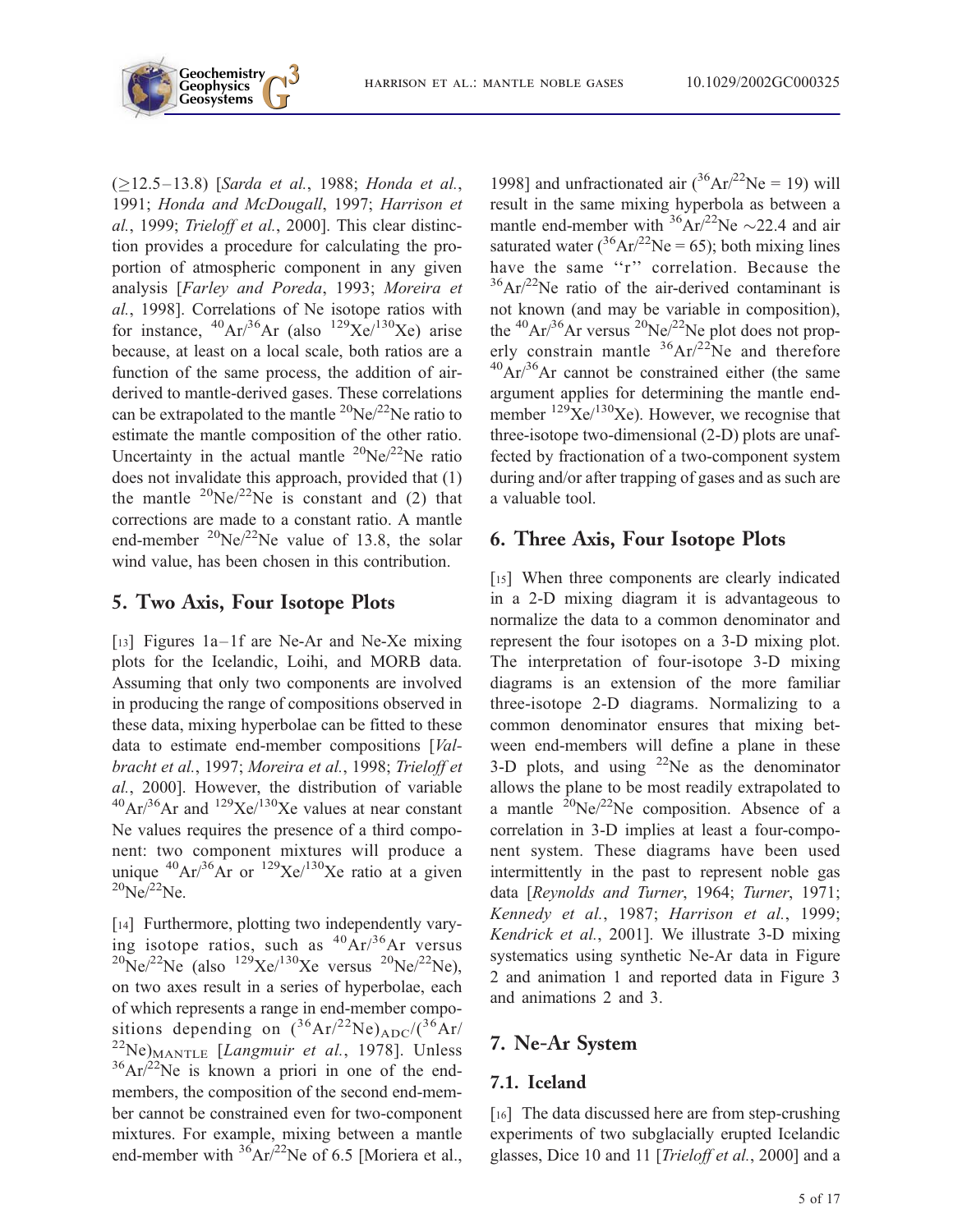(≥12.5–13.8) [*Sarda et al.*, 1988; *Honda et al.*, 1991; *Honda and McDougall*, 1997; *Harrison et al.*, 1999; *Trieloff et al.*, 2000]. This clear distinction provides a procedure for calculating the proportion of atmospheric component in any given analysis [*Farley and Poreda*, 1993; *Moreira et al.*, 1998]. Correlations of Ne isotope ratios with for instance, $^{40}Ar/^{36}Ar$ (also $^{129}Xe/^{130}Xe$) arise because, at least on a local scale, both ratios are a function of the same process, the addition of air-derived to mantle-derived gases. These correlations can be extrapolated to the mantle $^{20}Ne/^{22}Ne$ ratio to estimate the mantle composition of the other ratio. Uncertainty in the actual mantle $^{20}Ne/^{22}Ne$ ratio does not invalidate this approach, provided that (1) the mantle $^{20}Ne/^{22}Ne$ is constant and (2) that corrections are made to a constant ratio. A mantle end-member $^{20}Ne/^{22}Ne$ value of 13.8, the solar wind value, has been chosen in this contribution.

## 5. Two Axis, Four Isotope Plots

[13] Figures 1a–1f are Ne-Ar and Ne-Xe mixing plots for the Icelandic, Loihi, and MORB data. Assuming that only two components are involved in producing the range of compositions observed in these data, mixing hyperbolae can be fitted to these data to estimate end-member compositions [*Valbracht et al.*, 1997; *Moreira et al.*, 1998; *Trieloff et al.*, 2000]. However, the distribution of variable $^{40}Ar/^{36}Ar$ and $^{129}Xe/^{130}Xe$ values at near constant Ne values requires the presence of a third component: two component mixtures will produce a unique $^{40}Ar/^{36}Ar$ or $^{129}Xe/^{130}Xe$ ratio at a given $^{20}Ne/^{22}Ne$.

[14] Furthermore, plotting two independently varying isotope ratios, such as $^{40}Ar/^{36}Ar$ versus $^{20}Ne/^{22}Ne$ (also $^{129}Xe/^{130}Xe$ versus $^{20}Ne/^{22}Ne$), on two axes result in a series of hyperbolae, each of which represents a range in end-member compositions depending on $(^{36}Ar/^{22}Ne)_{ADC}/(^{36}Ar/^{22}Ne)_{MANTLE}$ [*Langmuir et al.*, 1978]. Unless $^{36}Ar/^{22}Ne$ is known a priori in one of the end-members, the composition of the second end-member cannot be constrained even for two-component mixtures. For example, mixing between a mantle end-member with $^{36}Ar/^{22}Ne$ of 6.5 [Moriera et al., 1998] and unfractionated air ($^{36}Ar/^{22}Ne = 19$) will result in the same mixing hyperbola as between a mantle end-member with $^{36}Ar/^{22}Ne$ ~22.4 and air saturated water ($^{36}Ar/^{22}Ne = 65$); both mixing lines have the same "r" correlation. Because the $^{36}Ar/^{22}Ne$ ratio of the air-derived contaminant is not known (and may be variable in composition), the $^{40}Ar/^{36}Ar$ versus $^{20}Ne/^{22}Ne$ plot does not properly constrain mantle $^{36}Ar/^{22}Ne$ and therefore $^{40}Ar/^{36}Ar$ cannot be constrained either (the same argument applies for determining the mantle end-member $^{129}Xe/^{130}Xe$). However, we recognise that three-isotope two-dimensional (2-D) plots are unaffected by fractionation of a two-component system during and/or after trapping of gases and as such are a valuable tool.

## 6. Three Axis, Four Isotope Plots

[15] When three components are clearly indicated in a 2-D mixing diagram it is advantageous to normalize the data to a common denominator and represent the four isotopes on a 3-D mixing plot. The interpretation of four-isotope 3-D mixing diagrams is an extension of the more familiar three-isotope 2-D diagrams. Normalizing to a common denominator ensures that mixing between end-members will define a plane in these 3-D plots, and using $^{22}Ne$ as the denominator allows the plane to be most readily extrapolated to a mantle $^{20}Ne/^{22}Ne$ composition. Absence of a correlation in 3-D implies at least a four-component system. These diagrams have been used intermittently in the past to represent noble gas data [*Reynolds and Turner*, 1964; *Turner*, 1971; *Kennedy et al.*, 1987; *Harrison et al.*, 1999; *Kendrick et al.*, 2001]. We illustrate 3-D mixing systematics using synthetic Ne-Ar data in Figure 2 and animation 1 and reported data in Figure 3 and animations 2 and 3.

## 7. Ne-Ar System

### 7.1. Iceland

[16] The data discussed here are from step-crushing experiments of two subglacially erupted Icelandic glasses, Dice 10 and 11 [*Trieloff et al.*, 2000] and a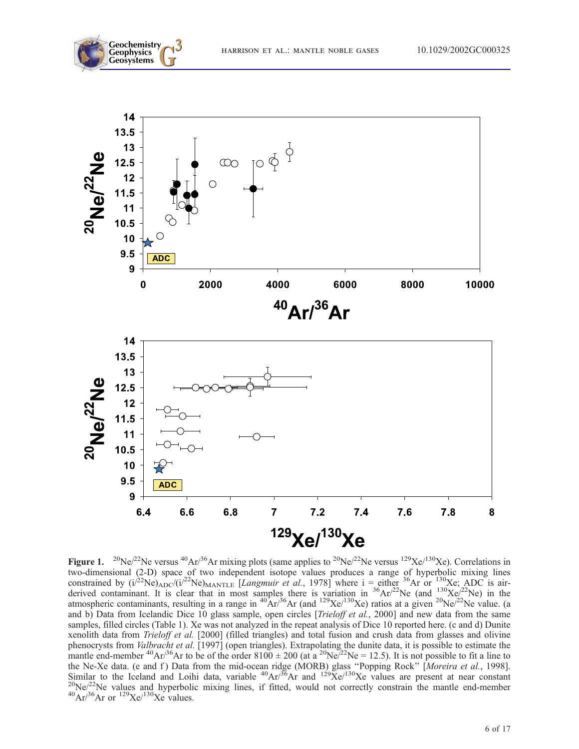**Figure 1.** $^{20}Ne/^{22}Ne$ versus $^{40}Ar/^{36}Ar$ mixing plots (same applies to $^{20}Ne/^{22}Ne$ versus $^{129}Xe/^{130}Xe$). Correlations in two-dimensional (2-D) space of two independent isotope values produces a range of hyperbolic mixing lines constrained by $(i/^{22}Ne)_{ADC}/(i/^{22}Ne)_{MANTLE}$ [*Langmuir et al.*, 1978] where i = either $^{36}Ar$ or $^{130}Xe$; ADC is air-derived contaminant. It is clear that in most samples there is variation in $^{36}Ar/^{22}Ne$ (and $^{130}Xe/^{22}Ne$) in the atmospheric contaminants, resulting in a range in $^{40}Ar/^{36}Ar$ (and $^{129}Xe/^{130}Xe$) ratios at a given $^{20}Ne/^{22}Ne$ value. (a and b) Data from Icelandic Dice 10 glass sample, open circles [*Trieloff et al.*, 2000] and new data from the same samples, filled circles (Table 1). Xe was not analyzed in the repeat analysis of Dice 10 reported here. (c and d) Dunite xenolith data from *Trieloff et al.* [2000] (filled triangles) and total fusion and crush data from glasses and olivine phenocrysts from *Valbracht et al.* [1997] (open triangles). Extrapolating the dunite data, it is possible to estimate the mantle end-member $^{40}Ar/^{36}Ar$ to be of the order $8100 \pm 200$ (at a $^{20}Ne/^{22}Ne = 12.5$). It is not possible to fit a line to the Ne-Xe data. (e and f) Data from the mid-ocean ridge (MORB) glass "Popping Rock" [*Moreira et al.*, 1998]. Similar to the Iceland and Loihi data, variable $^{40}Ar/^{36}Ar$ and $^{129}Xe/^{130}Xe$ values are present at near constant $^{20}Ne/^{22}Ne$ values and hyperbolic mixing lines, if fitted, would not correctly constrain the mantle end-member $^{40}Ar/^{36}Ar$ or $^{129}Xe/^{130}Xe$ values.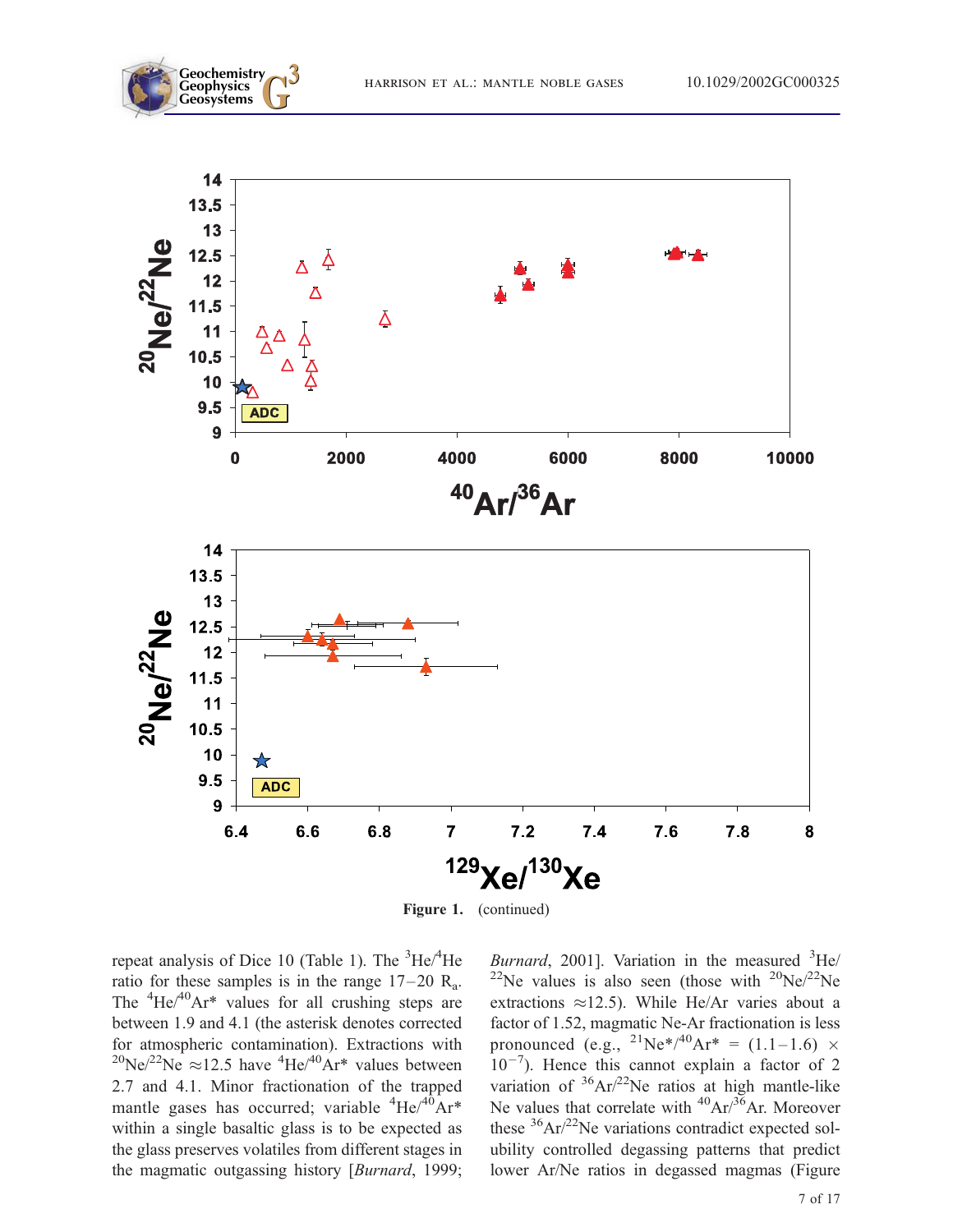**Figure 1.** (continued)

repeat analysis of Dice 10 (Table 1). The $^3He/^4He$ ratio for these samples is in the range 17–20 $R_a$. The $^4He/^{40}Ar^*$ values for all crushing steps are between 1.9 and 4.1 (the asterisk denotes corrected for atmospheric contamination). Extractions with $^{20}Ne/^{22}Ne$ ≈12.5 have $^4He/^{40}Ar^*$ values between 2.7 and 4.1. Minor fractionation of the trapped mantle gases has occurred; variable $^4He/^{40}Ar^*$ within a single basaltic glass is to be expected as the glass preserves volatiles from different stages in the magmatic outgassing history [*Burnard*, 1999; *Burnard*, 2001]. Variation in the measured $^3He/^{22}Ne$ values is also seen (those with $^{20}Ne/^{22}Ne$ extractions ≈12.5). While He/Ar varies about a factor of 1.52, magmatic Ne-Ar fractionation is less pronounced (e.g., $^{21}Ne^*/^{40}Ar^*$ = (1.1–1.6) × $10^{-7}$). Hence this cannot explain a factor of 2 variation of $^{36}Ar/^{22}Ne$ ratios at high mantle-like Ne values that correlate with $^{40}Ar/^{36}Ar$. Moreover these $^{36}Ar/^{22}Ne$ variations contradict expected solubility controlled degassing patterns that predict lower Ar/Ne ratios in degassed magmas (Figure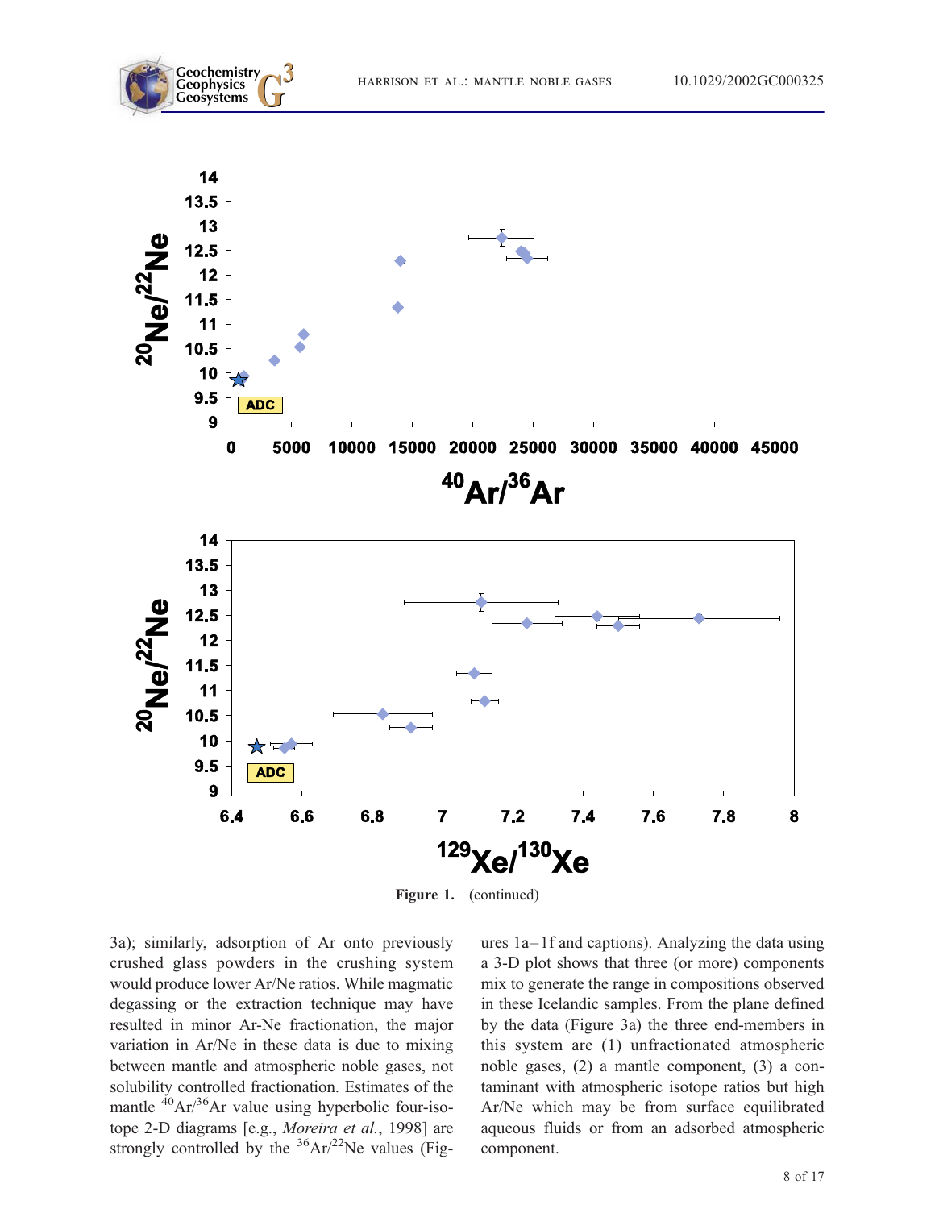Figure 1. (continued)

3a); similarly, adsorption of Ar onto previously crushed glass powders in the crushing system would produce lower Ar/Ne ratios. While magmatic degassing or the extraction technique may have resulted in minor Ar-Ne fractionation, the major variation in Ar/Ne in these data is due to mixing between mantle and atmospheric noble gases, not solubility controlled fractionation. Estimates of the mantle $^{40}Ar/^{36}Ar$ value using hyperbolic four-isotope 2-D diagrams [e.g., *Moreira et al.*, 1998] are strongly controlled by the $^{36}Ar/^{22}Ne$ values (Figures 1a–1f and captions). Analyzing the data using a 3-D plot shows that three (or more) components mix to generate the range in compositions observed in these Icelandic samples. From the plane defined by the data (Figure 3a) the three end-members in this system are (1) unfractionated atmospheric noble gases, (2) a mantle component, (3) a contaminant with atmospheric isotope ratios but high Ar/Ne which may be from surface equilibrated aqueous fluids or from an adsorbed atmospheric component.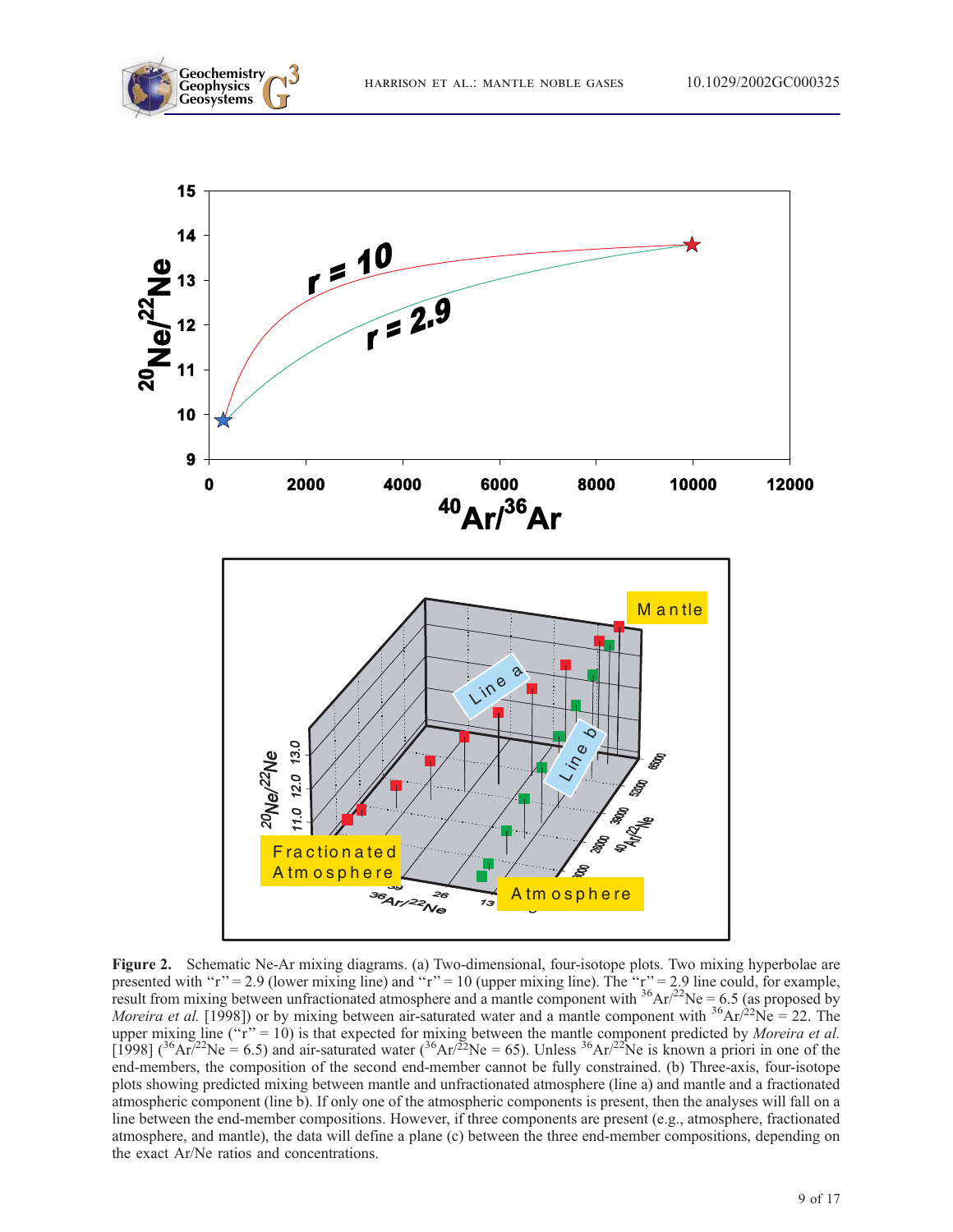**Figure 2.** Schematic Ne-Ar mixing diagrams. (a) Two-dimensional, four-isotope plots. Two mixing hyperbolae are presented with "r" = 2.9 (lower mixing line) and "r" = 10 (upper mixing line). The "r" = 2.9 line could, for example, result from mixing between unfractionated atmosphere and a mantle component with $^{36}Ar/^{22}Ne$ = 6.5 (as proposed by *Moreira et al.* [1998]) or by mixing between air-saturated water and a mantle component with $^{36}Ar/^{22}Ne$ = 22. The upper mixing line ("r" = 10) is that expected for mixing between the mantle component predicted by *Moreira et al.* [1998] ($^{36}Ar/^{22}Ne$ = 6.5) and air-saturated water ($^{36}Ar/^{22}Ne$ = 65). Unless $^{36}Ar/^{22}Ne$ is known a priori in one of the end-members, the composition of the second end-member cannot be fully constrained. (b) Three-axis, four-isotope plots showing predicted mixing between mantle and unfractionated atmosphere (line a) and mantle and a fractionated atmospheric component (line b). If only one of the atmospheric components is present, then the analyses will fall on a line between the end-member compositions. However, if three components are present (e.g., atmosphere, fractionated atmosphere, and mantle), the data will define a plane (c) between the three end-member compositions, depending on the exact Ar/Ne ratios and concentrations.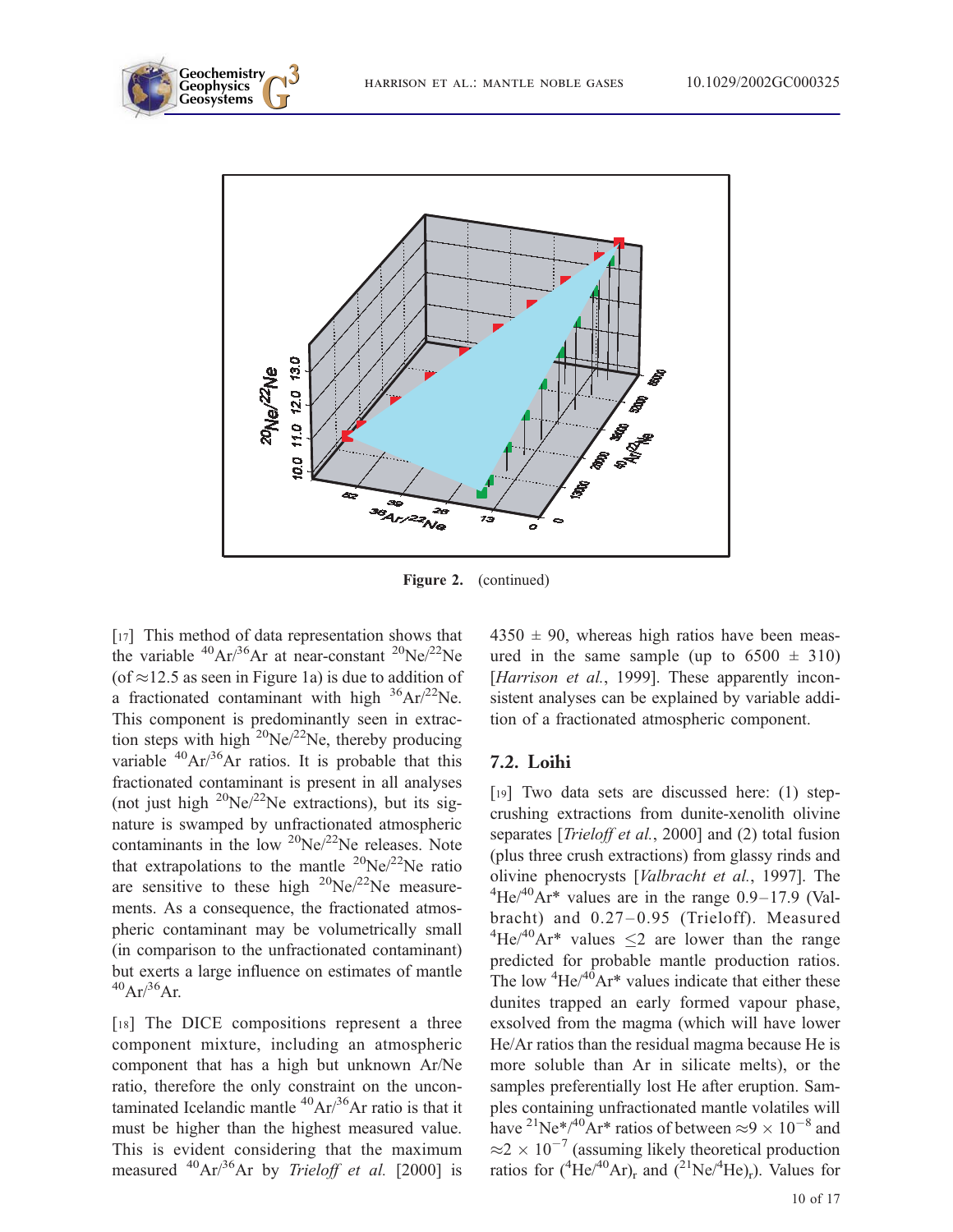**Figure 2.** (continued)

[17] This method of data representation shows that the variable $^{40}Ar/^{36}Ar$ at near-constant $^{20}Ne/^{22}Ne$ (of ≈12.5 as seen in Figure 1a) is due to addition of a fractionated contaminant with high $^{36}Ar/^{22}Ne$. This component is predominantly seen in extraction steps with high $^{20}Ne/^{22}Ne$, thereby producing variable $^{40}Ar/^{36}Ar$ ratios. It is probable that this fractionated contaminant is present in all analyses (not just high $^{20}Ne/^{22}Ne$ extractions), but its signature is swamped by unfractionated atmospheric contaminants in the low $^{20}Ne/^{22}Ne$ releases. Note that extrapolations to the mantle $^{20}Ne/^{22}Ne$ ratio are sensitive to these high $^{20}Ne/^{22}Ne$ measurements. As a consequence, the fractionated atmospheric contaminant may be volumetrically small (in comparison to the unfractionated contaminant) but exerts a large influence on estimates of mantle $^{40}Ar/^{36}Ar$.

[18] The DICE compositions represent a three component mixture, including an atmospheric component that has a high but unknown Ar/Ne ratio, therefore the only constraint on the uncontaminated Icelandic mantle $^{40}Ar/^{36}Ar$ ratio is that it must be higher than the highest measured value. This is evident considering that the maximum measured $^{40}Ar/^{36}Ar$ by *Trieloff et al.* [2000] is $4350 \pm 90$, whereas high ratios have been measured in the same sample (up to $6500 \pm 310$) [*Harrison et al.*, 1999]. These apparently inconsistent analyses can be explained by variable addition of a fractionated atmospheric component.

## 7.2. Loihi

[19] Two data sets are discussed here: (1) step-crushing extractions from dunite-xenolith olivine separates [*Trieloff et al.*, 2000] and (2) total fusion (plus three crush extractions) from glassy rinds and olivine phenocrysts [*Valbracht et al.*, 1997]. The $^{4}He/^{40}Ar^{*}$ values are in the range 0.9–17.9 (Valbracht) and 0.27–0.95 (Trieloff). Measured $^{4}He/^{40}Ar^{*}$ values $\leq 2$ are lower than the range predicted for probable mantle production ratios. The low $^{4}He/^{40}Ar^{*}$ values indicate that either these dunites trapped an early formed vapour phase, exsolved from the magma (which will have lower He/Ar ratios than the residual magma because He is more soluble than Ar in silicate melts), or the samples preferentially lost He after eruption. Samples containing unfractionated mantle volatiles will have $^{21}Ne^{*}/^{40}Ar^{*}$ ratios of between $\approx 9 \times 10^{-8}$ and $\approx 2 \times 10^{-7}$ (assuming likely theoretical production ratios for $(^{4}He/^{40}Ar)_r$ and $(^{21}Ne/^{4}He)_r$). Values for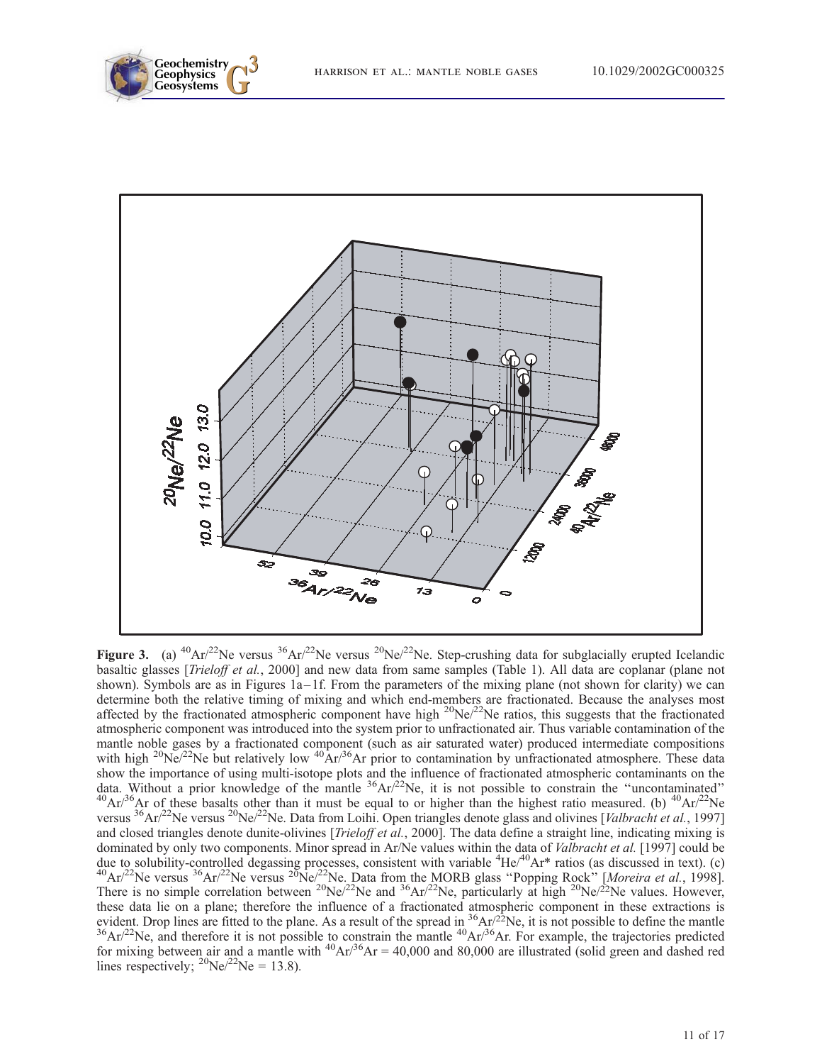**Figure 3.** (a) $^{40}Ar/^{22}Ne$ versus $^{36}Ar/^{22}Ne$ versus $^{20}Ne/^{22}Ne$. Step-crushing data for subglacially erupted Icelandic basaltic glasses [*Trieloff et al.*, 2000] and new data from same samples (Table 1). All data are coplanar (plane not shown). Symbols are as in Figures 1a–1f. From the parameters of the mixing plane (not shown for clarity) we can determine both the relative timing of mixing and which end-members are fractionated. Because the analyses most affected by the fractionated atmospheric component have high $^{20}Ne/^{22}Ne$ ratios, this suggests that the fractionated atmospheric component was introduced into the system prior to unfractionated air. Thus variable contamination of the mantle noble gases by a fractionated component (such as air saturated water) produced intermediate compositions with high $^{20}Ne/^{22}Ne$ but relatively low $^{40}Ar/^{36}Ar$ prior to contamination by unfractionated atmosphere. These data show the importance of using multi-isotope plots and the influence of fractionated atmospheric contaminants on the data. Without a prior knowledge of the mantle $^{36}Ar/^{22}Ne$, it is not possible to constrain the "uncontaminated" $^{40}Ar/^{36}Ar$ of these basalts other than it must be equal to or higher than the highest ratio measured. (b) $^{40}Ar/^{22}Ne$ versus $^{36}Ar/^{22}Ne$ versus $^{20}Ne/^{22}Ne$. Data from Loihi. Open triangles denote glass and olivines [*Valbracht et al.*, 1997] and closed triangles denote dunite-olivines [*Trieloff et al.*, 2000]. The data define a straight line, indicating mixing is dominated by only two components. Minor spread in Ar/Ne values within the data of *Valbracht et al.* [1997] could be due to solubility-controlled degassing processes, consistent with variable $^{4}He/^{40}Ar^{*}$ ratios (as discussed in text). (c) $^{40}Ar/^{22}Ne$ versus $^{36}Ar/^{22}Ne$ versus $^{20}Ne/^{22}Ne$. Data from the MORB glass "Popping Rock" [*Moreira et al.*, 1998]. There is no simple correlation between $^{20}Ne/^{22}Ne$ and $^{36}Ar/^{22}Ne$, particularly at high $^{20}Ne/^{22}Ne$ values. However, these data lie on a plane; therefore the influence of a fractionated atmospheric component in these extractions is evident. Drop lines are fitted to the plane. As a result of the spread in $^{36}Ar/^{22}Ne$, it is not possible to define the mantle $^{36}Ar/^{22}Ne$, and therefore it is not possible to constrain the mantle $^{40}Ar/^{36}Ar$. For example, the trajectories predicted for mixing between air and a mantle with $^{40}Ar/^{36}Ar$ = 40,000 and 80,000 are illustrated (solid green and dashed red lines respectively; $^{20}Ne/^{22}Ne$ = 13.8).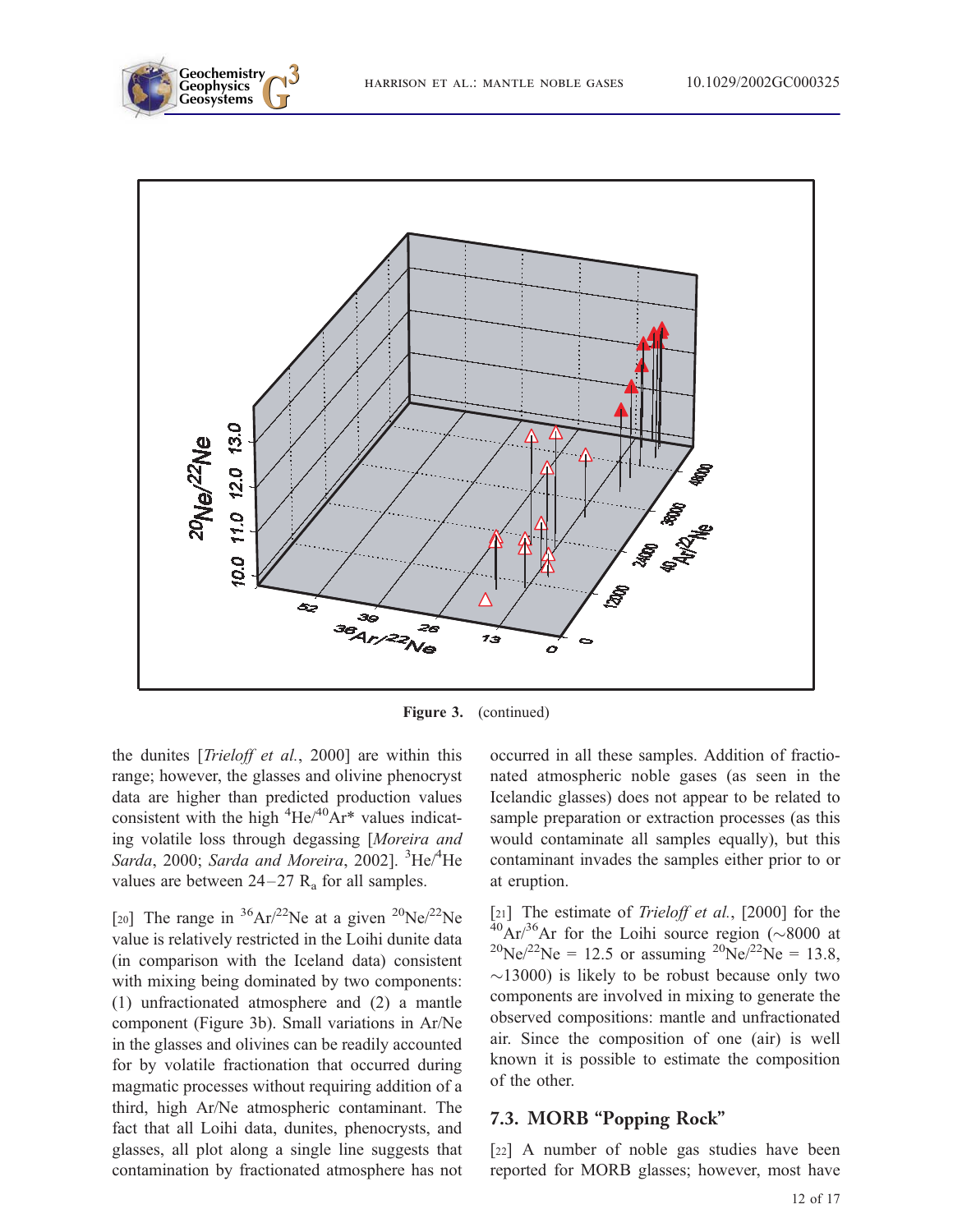**Figure 3.** (continued)

the dunites [*Trieloff et al.*, 2000] are within this range; however, the glasses and olivine phenocryst data are higher than predicted production values consistent with the high $^{4}He/^{40}Ar^{*}$ values indicating volatile loss through degassing [*Moreira and Sarda*, 2000; *Sarda and Moreira*, 2002]. $^{3}He/^{4}He$ values are between 24–27 $R_a$ for all samples.

[20] The range in $^{36}Ar/^{22}Ne$ at a given $^{20}Ne/^{22}Ne$ value is relatively restricted in the Loihi dunite data (in comparison with the Iceland data) consistent with mixing being dominated by two components: (1) unfractionated atmosphere and (2) a mantle component (Figure 3b). Small variations in Ar/Ne in the glasses and olivines can be readily accounted for by volatile fractionation that occurred during magmatic processes without requiring addition of a third, high Ar/Ne atmospheric contaminant. The fact that all Loihi data, dunites, phenocrysts, and glasses, all plot along a single line suggests that contamination by fractionated atmosphere has not occurred in all these samples. Addition of fractionated atmospheric noble gases (as seen in the Icelandic glasses) does not appear to be related to sample preparation or extraction processes (as this would contaminate all samples equally), but this contaminant invades the samples either prior to or at eruption.

[21] The estimate of *Trieloff et al.*, [2000] for the $^{40}Ar/^{36}Ar$ for the Loihi source region ($\sim$8000 at $^{20}Ne/^{22}Ne$ = 12.5 or assuming $^{20}Ne/^{22}Ne$ = 13.8, $\sim$13000) is likely to be robust because only two components are involved in mixing to generate the observed compositions: mantle and unfractionated air. Since the composition of one (air) is well known it is possible to estimate the composition of the other.

## 7.3. MORB "Popping Rock"

[22] A number of noble gas studies have been reported for MORB glasses; however, most have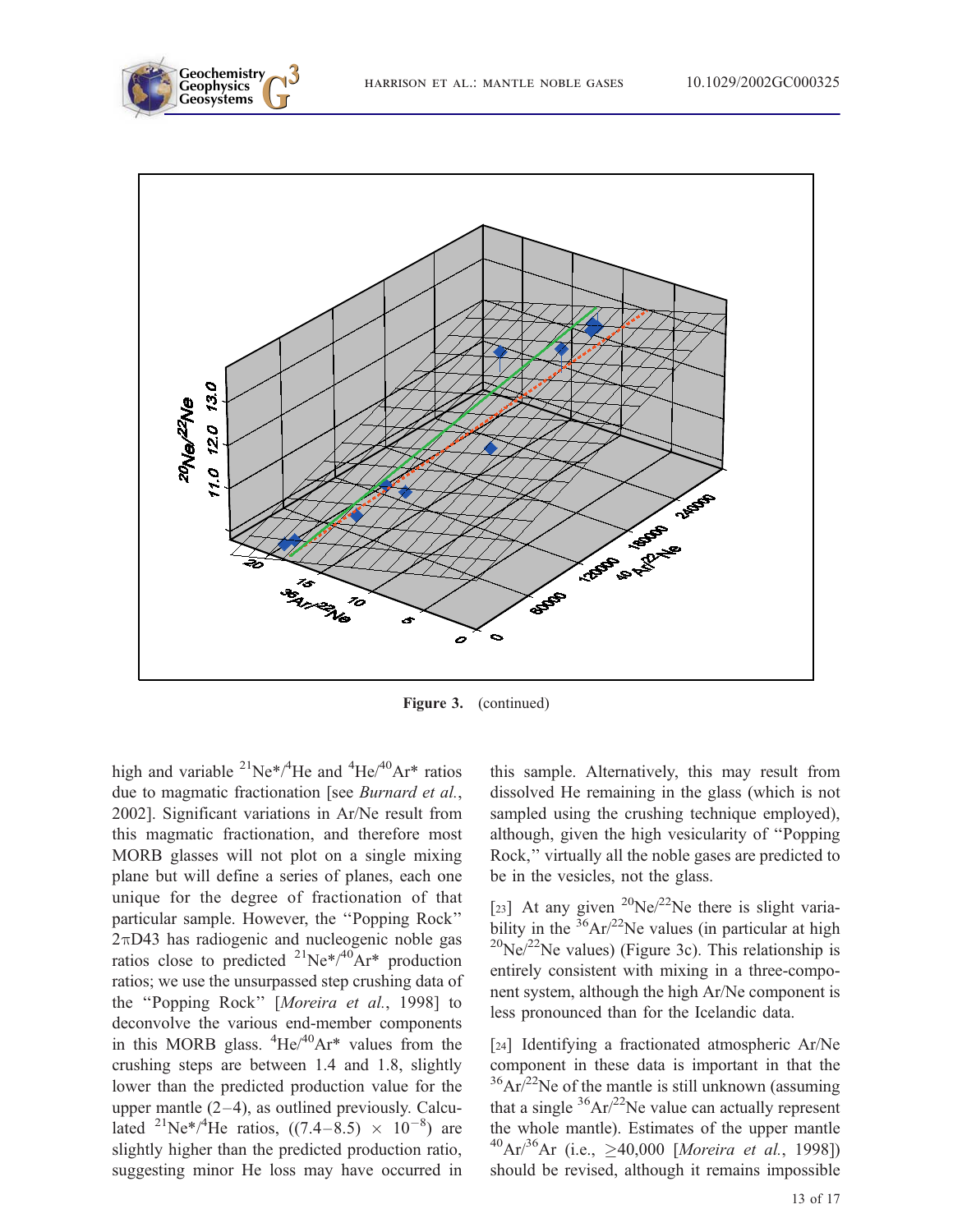**Figure 3.** (continued)

high and variable $^{21}Ne^{*}/^{4}He$ and $^{4}He/^{40}Ar^{*}$ ratios due to magmatic fractionation [see *Burnard et al.*, 2002]. Significant variations in Ar/Ne result from this magmatic fractionation, and therefore most MORB glasses will not plot on a single mixing plane but will define a series of planes, each one unique for the degree of fractionation of that particular sample. However, the "Popping Rock" $2\pi$D43 has radiogenic and nucleogenic noble gas ratios close to predicted $^{21}Ne^{*}/^{40}Ar^{*}$ production ratios; we use the unsurpassed step crushing data of the "Popping Rock" [*Moreira et al.*, 1998] to deconvolve the various end-member components in this MORB glass. $^{4}He/^{40}Ar^{*}$ values from the crushing steps are between 1.4 and 1.8, slightly lower than the predicted production value for the upper mantle (2–4), as outlined previously. Calculated $^{21}Ne^{*}/^{4}He$ ratios, ($(7.4–8.5) \times 10^{-8}$) are slightly higher than the predicted production ratio, suggesting minor He loss may have occurred in this sample. Alternatively, this may result from dissolved He remaining in the glass (which is not sampled using the crushing technique employed), although, given the high vesicularity of "Popping Rock," virtually all the noble gases are predicted to be in the vesicles, not the glass.

[23] At any given $^{20}Ne/^{22}Ne$ there is slight variability in the $^{36}Ar/^{22}Ne$ values (in particular at high $^{20}Ne/^{22}Ne$ values) (Figure 3c). This relationship is entirely consistent with mixing in a three-component system, although the high Ar/Ne component is less pronounced than for the Icelandic data.

[24] Identifying a fractionated atmospheric Ar/Ne component in these data is important in that the $^{36}Ar/^{22}Ne$ of the mantle is still unknown (assuming that a single $^{36}Ar/^{22}Ne$ value can actually represent the whole mantle). Estimates of the upper mantle $^{40}Ar/^{36}Ar$ (i.e., $\geq$40,000 [*Moreira et al.*, 1998]) should be revised, although it remains impossible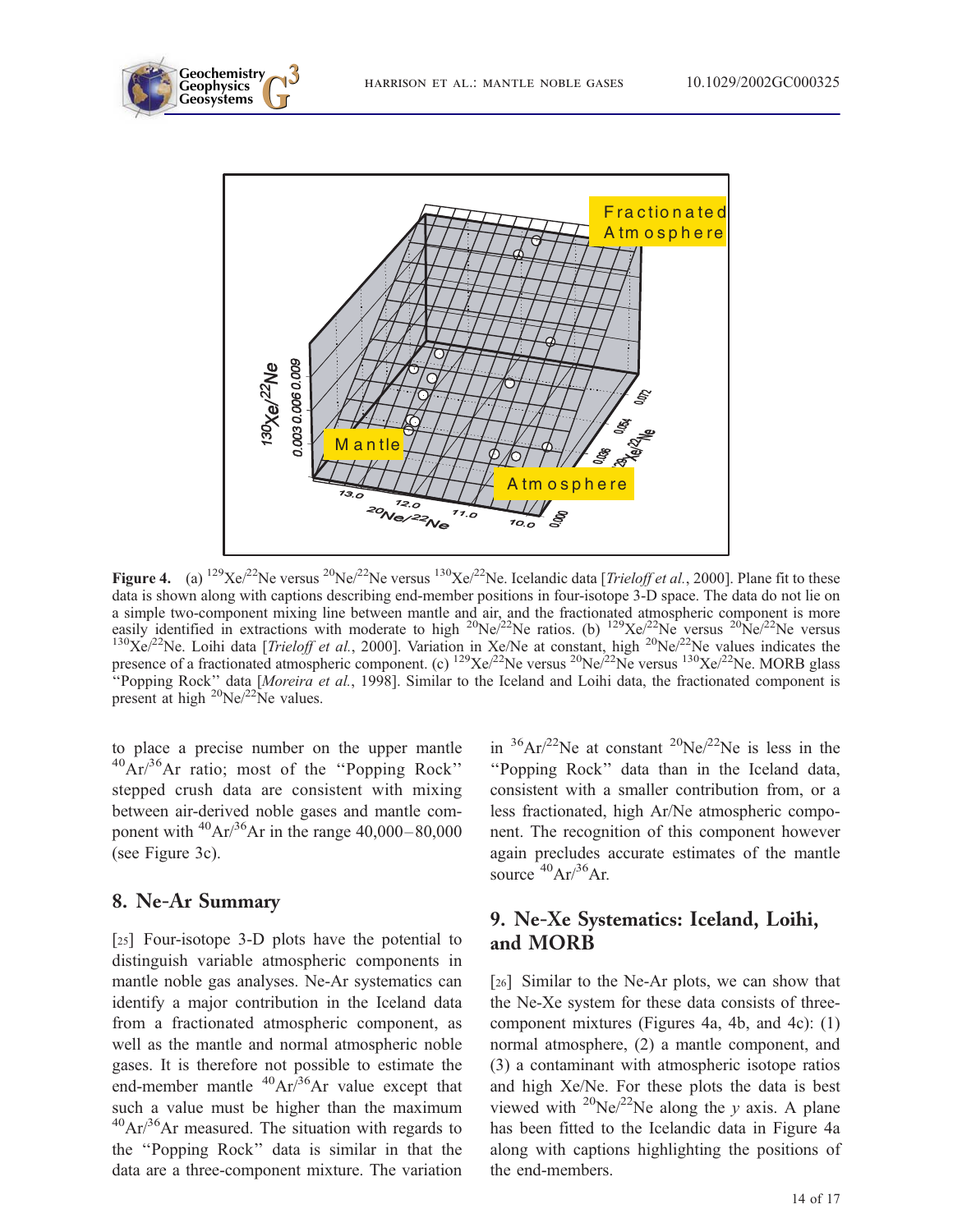**Figure 4.** (a) $^{129}Xe/^{22}Ne$ versus $^{20}Ne/^{22}Ne$ versus $^{130}Xe/^{22}Ne$. Icelandic data [*Trieloff et al.*, 2000]. Plane fit to these data is shown along with captions describing end-member positions in four-isotope 3-D space. The data do not lie on a simple two-component mixing line between mantle and air, and the fractionated atmospheric component is more easily identified in extractions with moderate to high $^{20}Ne/^{22}Ne$ ratios. (b) $^{129}Xe/^{22}Ne$ versus $^{20}Ne/^{22}Ne$ versus $^{130}Xe/^{22}Ne$. Loihi data [*Trieloff et al.*, 2000]. Variation in Xe/Ne at constant, high $^{20}Ne/^{22}Ne$ values indicates the presence of a fractionated atmospheric component. (c) $^{129}Xe/^{22}Ne$ versus $^{20}Ne/^{22}Ne$ versus $^{130}Xe/^{22}Ne$. MORB glass "Popping Rock" data [*Moreira et al.*, 1998]. Similar to the Iceland and Loihi data, the fractionated component is present at high $^{20}Ne/^{22}Ne$ values.

to place a precise number on the upper mantle $^{40}Ar/^{36}Ar$ ratio; most of the "Popping Rock" stepped crush data are consistent with mixing between air-derived noble gases and mantle component with $^{40}Ar/^{36}Ar$ in the range 40,000–80,000 (see Figure 3c).

## 8. Ne-Ar Summary

[25] Four-isotope 3-D plots have the potential to distinguish variable atmospheric components in mantle noble gas analyses. Ne-Ar systematics can identify a major contribution in the Iceland data from a fractionated atmospheric component, as well as the mantle and normal atmospheric noble gases. It is therefore not possible to estimate the end-member mantle $^{40}Ar/^{36}Ar$ value except that such a value must be higher than the maximum $^{40}Ar/^{36}Ar$ measured. The situation with regards to the "Popping Rock" data is similar in that the data are a three-component mixture. The variation in $^{36}Ar/^{22}Ne$ at constant $^{20}Ne/^{22}Ne$ is less in the "Popping Rock" data than in the Iceland data, consistent with a smaller contribution from, or a less fractionated, high Ar/Ne atmospheric component. The recognition of this component however again precludes accurate estimates of the mantle source $^{40}Ar/^{36}Ar$.

## 9. Ne-Xe Systematics: Iceland, Loihi, and MORB

[26] Similar to the Ne-Ar plots, we can show that the Ne-Xe system for these data consists of three-component mixtures (Figures 4a, 4b, and 4c): (1) normal atmosphere, (2) a mantle component, and (3) a contaminant with atmospheric isotope ratios and high Xe/Ne. For these plots the data is best viewed with $^{20}Ne/^{22}Ne$ along the $y$ axis. A plane has been fitted to the Icelandic data in Figure 4a along with captions highlighting the positions of the end-members.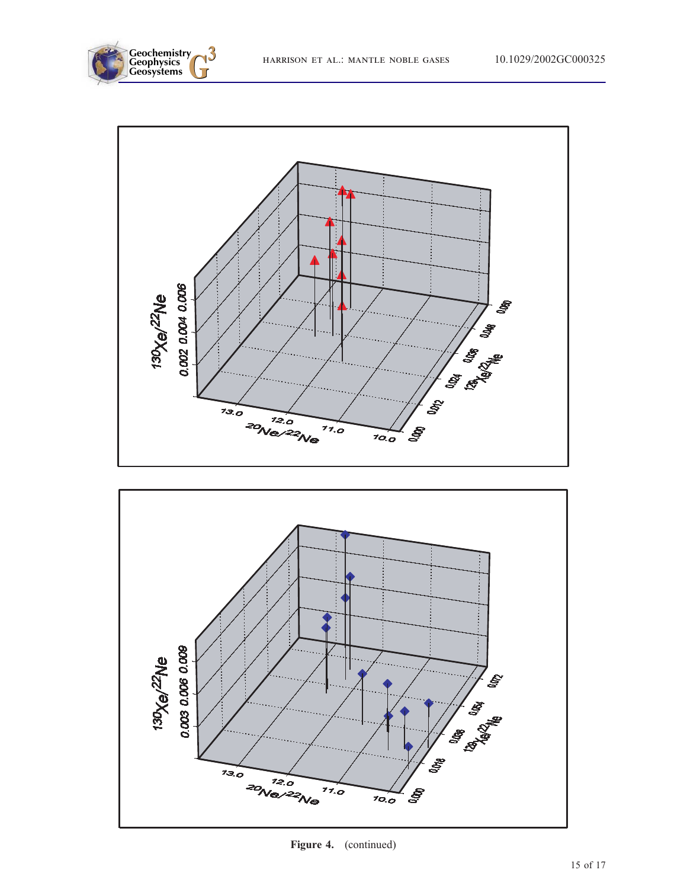**Figure 4.** (continued)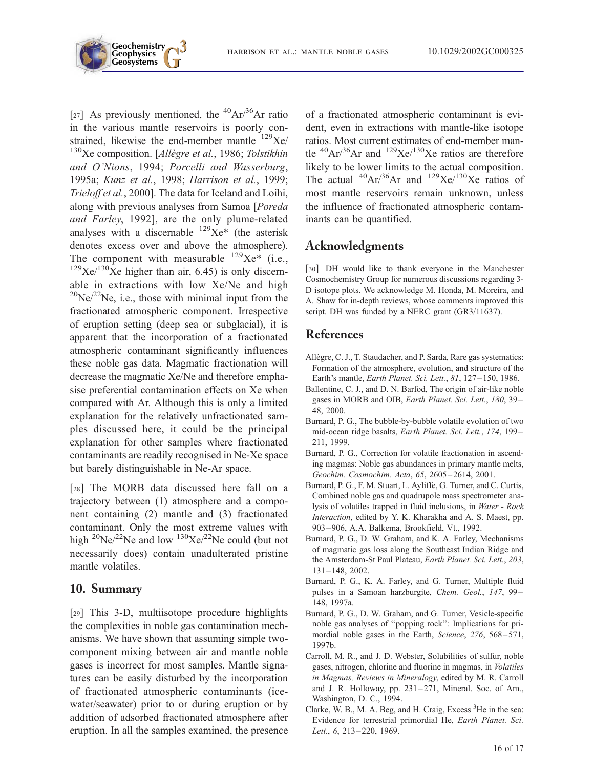[27] As previously mentioned, the $^{40}Ar/^{36}Ar$ ratio in the various mantle reservoirs is poorly constrained, likewise the end-member mantle $^{129}Xe/^{130}Xe$ composition. [*Allègre et al.*, 1986; *Tolstikhin and O'Nions*, 1994; *Porcelli and Wasserburg*, 1995a; *Kunz et al.*, 1998; *Harrison et al.*, 1999; *Trieloff et al.*, 2000]. The data for Iceland and Loihi, along with previous analyses from Samoa [*Poreda and Farley*, 1992], are the only plume-related analyses with a discernable $^{129}Xe^*$ (the asterisk denotes excess over and above the atmosphere). The component with measurable $^{129}Xe^*$ (i.e., $^{129}Xe/^{130}Xe$ higher than air, 6.45) is only discernable in extractions with low Xe/Ne and high $^{20}Ne/^{22}Ne$, i.e., those with minimal input from the fractionated atmospheric component. Irrespective of eruption setting (deep sea or subglacial), it is apparent that the incorporation of a fractionated atmospheric contaminant significantly influences these noble gas data. Magmatic fractionation will decrease the magmatic Xe/Ne and therefore emphasise preferential contamination effects on Xe when compared with Ar. Although this is only a limited explanation for the relatively unfractionated samples discussed here, it could be the principal explanation for other samples where fractionated contaminants are readily recognised in Ne-Xe space but barely distinguishable in Ne-Ar space.

[28] The MORB data discussed here fall on a trajectory between (1) atmosphere and a component containing (2) mantle and (3) fractionated contaminant. Only the most extreme values with high $^{20}Ne/^{22}Ne$ and low $^{130}Xe/^{22}Ne$ could (but not necessarily does) contain unadulterated pristine mantle volatiles.

## 10. Summary

[29] This 3-D, multiisotope procedure highlights the complexities in noble gas contamination mechanisms. We have shown that assuming simple two-component mixing between air and mantle noble gases is incorrect for most samples. Mantle signatures can be easily disturbed by the incorporation of fractionated atmospheric contaminants (ice-water/seawater) prior to or during eruption or by addition of adsorbed fractionated atmosphere after eruption. In all the samples examined, the presence of a fractionated atmospheric contaminant is evident, even in extractions with mantle-like isotope ratios. Most current estimates of end-member mantle $^{40}Ar/^{36}Ar$ and $^{129}Xe/^{130}Xe$ ratios are therefore likely to be lower limits to the actual composition. The actual $^{40}Ar/^{36}Ar$ and $^{129}Xe/^{130}Xe$ ratios of most mantle reservoirs remain unknown, unless the influence of fractionated atmospheric contaminants can be quantified.

## Acknowledgments

[30] DH would like to thank everyone in the Manchester Cosmochemistry Group for numerous discussions regarding 3-D isotope plots. We acknowledge M. Honda, M. Moreira, and A. Shaw for in-depth reviews, whose comments improved this script. DH was funded by a NERC grant (GR3/11637).

## References

Allègre, C. J., T. Staudacher, and P. Sarda, Rare gas systematics: Formation of the atmosphere, evolution, and structure of the Earth's mantle, *Earth Planet. Sci. Lett.*, *81*, 127–150, 1986.

Ballentine, C. J., and D. N. Barfod, The origin of air-like noble gases in MORB and OIB, *Earth Planet. Sci. Lett.*, *180*, 39–48, 2000.

Burnard, P. G., The bubble-by-bubble volatile evolution of two mid-ocean ridge basalts, *Earth Planet. Sci. Lett.*, *174*, 199–211, 1999.

Burnard, P. G., Correction for volatile fractionation in ascending magmas: Noble gas abundances in primary mantle melts, *Geochim. Cosmochim. Acta*, *65*, 2605–2614, 2001.

Burnard, P. G., F. M. Stuart, L. Ayliffe, G. Turner, and C. Curtis, Combined noble gas and quadrupole mass spectrometer analysis of volatiles trapped in fluid inclusions, in *Water - Rock Interaction*, edited by Y. K. Kharakha and A. S. Maest, pp. 903–906, A.A. Balkema, Brookfield, Vt., 1992.

Burnard, P. G., D. W. Graham, and K. A. Farley, Mechanisms of magmatic gas loss along the Southeast Indian Ridge and the Amsterdam-St Paul Plateau, *Earth Planet. Sci. Lett.*, *203*, 131–148, 2002.

Burnard, P. G., K. A. Farley, and G. Turner, Multiple fluid pulses in a Samoan harzburgite, *Chem. Geol.*, *147*, 99–148, 1997a.

Burnard, P. G., D. W. Graham, and G. Turner, Vesicle-specific noble gas analyses of "popping rock": Implications for primordial noble gases in the Earth, *Science*, *276*, 568–571, 1997b.

Carroll, M. R., and J. D. Webster, Solubilities of sulfur, noble gases, nitrogen, chlorine and fluorine in magmas, in *Volatiles in Magmas, Reviews in Mineralogy*, edited by M. R. Carroll and J. R. Holloway, pp. 231–271, Mineral. Soc. of Am., Washington, D. C., 1994.

Clarke, W. B., M. A. Beg, and H. Craig, Excess $^{3}He$ in the sea: Evidence for terrestrial primordial He, *Earth Planet. Sci. Lett.*, *6*, 213–220, 1969.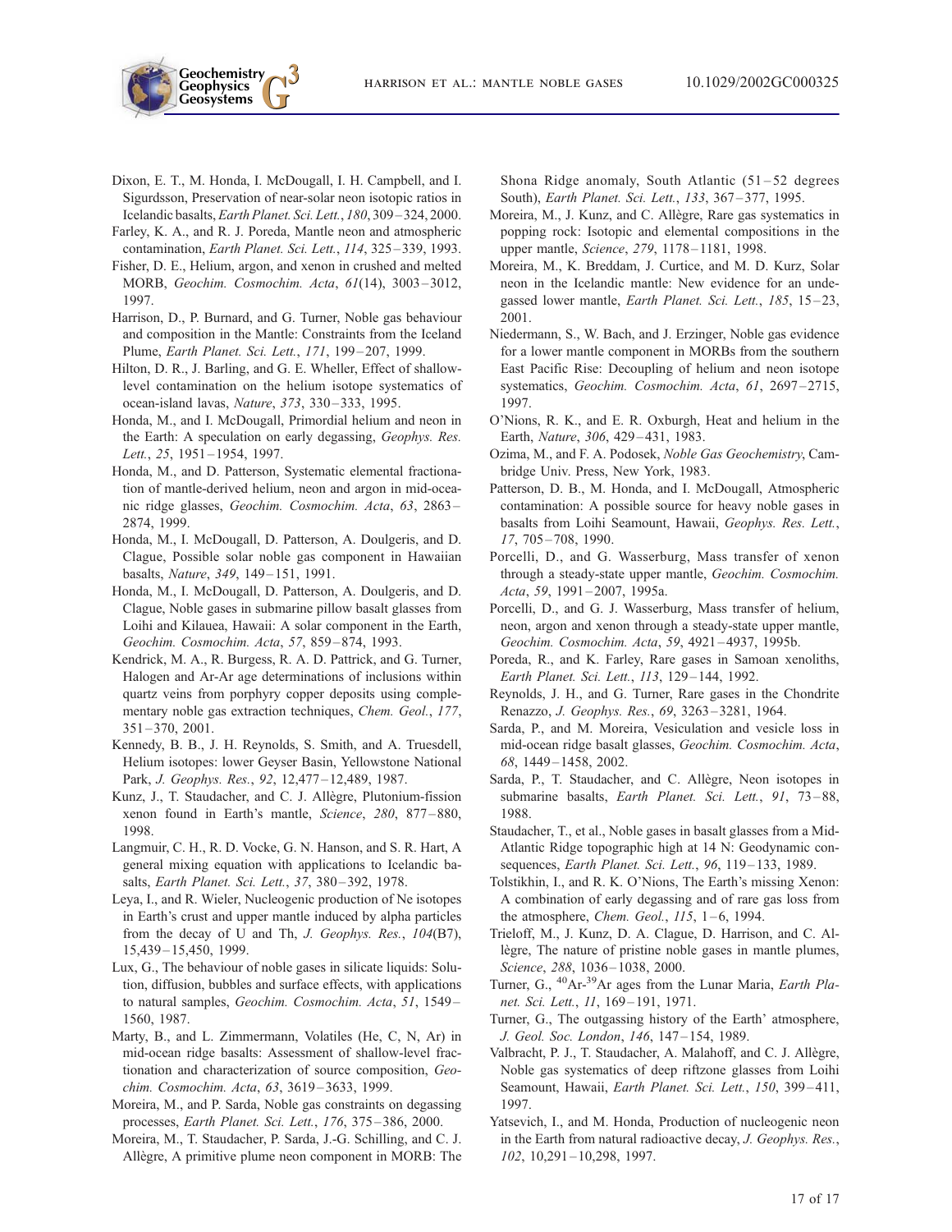Dixon, E. T., M. Honda, I. McDougall, I. H. Campbell, and I. Sigurdsson, Preservation of near-solar neon isotopic ratios in Icelandic basalts, *Earth Planet. Sci. Lett.*, *180*, 309–324, 2000.

Farley, K. A., and R. J. Poreda, Mantle neon and atmospheric contamination, *Earth Planet. Sci. Lett.*, *114*, 325–339, 1993.

Fisher, D. E., Helium, argon, and xenon in crushed and melted MORB, *Geochim. Cosmochim. Acta*, *61*(14), 3003–3012, 1997.

Harrison, D., P. Burnard, and G. Turner, Noble gas behaviour and composition in the Mantle: Constraints from the Iceland Plume, *Earth Planet. Sci. Lett.*, *171*, 199–207, 1999.

Hilton, D. R., J. Barling, and G. E. Wheller, Effect of shallow-level contamination on the helium isotope systematics of ocean-island lavas, *Nature*, *373*, 330–333, 1995.

Honda, M., and I. McDougall, Primordial helium and neon in the Earth: A speculation on early degassing, *Geophys. Res. Lett.*, *25*, 1951–1954, 1997.

Honda, M., and D. Patterson, Systematic elemental fractionation of mantle-derived helium, neon and argon in mid-oceanic ridge glasses, *Geochim. Cosmochim. Acta*, *63*, 2863–2874, 1999.

Honda, M., I. McDougall, D. Patterson, A. Doulgeris, and D. Clague, Possible solar noble gas component in Hawaiian basalts, *Nature*, *349*, 149–151, 1991.

Honda, M., I. McDougall, D. Patterson, A. Doulgeris, and D. Clague, Noble gases in submarine pillow basalt glasses from Loihi and Kilauea, Hawaii: A solar component in the Earth, *Geochim. Cosmochim. Acta*, *57*, 859–874, 1993.

Kendrick, M. A., R. Burgess, R. A. D. Pattrick, and G. Turner, Halogen and Ar-Ar age determinations of inclusions within quartz veins from porphyry copper deposits using complementary noble gas extraction techniques, *Chem. Geol.*, *177*, 351–370, 2001.

Kennedy, B. B., J. H. Reynolds, S. Smith, and A. Truesdell, Helium isotopes: lower Geyser Basin, Yellowstone National Park, *J. Geophys. Res.*, *92*, 12,477–12,489, 1987.

Kunz, J., T. Staudacher, and C. Allègre, Plutonium-fission xenon found in Earth's mantle, *Science*, *280*, 877–880, 1998.

Langmuir, C. H., R. D. Vocke, G. N. Hanson, and S. R. Hart, A general mixing equation with applications to Icelandic basalts, *Earth Planet. Sci. Lett.*, *37*, 380–392, 1978.

Leya, I., and R. Wieler, Nucleogenic production of Ne isotopes in Earth's crust and upper mantle induced by alpha particles from the decay of U and Th, *J. Geophys. Res.*, *104*(B7), 15,439–15,450, 1999.

Lux, G., The behaviour of noble gases in silicate liquids: Solution, diffusion, bubbles and surface effects, with applications to natural samples, *Geochim. Cosmochim. Acta*, *51*, 1549–1560, 1987.

Marty, B., and L. Zimmermann, Volatiles (He, C, N, Ar) in mid-ocean ridge basalts: Assessment of shallow-level fractionation and characterization of source composition, *Geochim. Cosmochim. Acta*, *63*, 3619–3633, 1999.

Moreira, M., and P. Sarda, Noble gas constraints on degassing processes, *Earth Planet. Sci. Lett.*, *176*, 375–386, 2000.

Moreira, M., T. Staudacher, P. Sarda, J.-G. Schilling, and C. J. Allègre, A primitive plume neon component in MORB: The Shona Ridge anomaly, South Atlantic (51–52 degrees South), *Earth Planet. Sci. Lett.*, *133*, 367–377, 1995.

Moreira, M., J. Kunz, and C. Allègre, Rare gas systematics in popping rock: Isotopic and elemental compositions in the upper mantle, *Science*, *279*, 1178–1181, 1998.

Moreira, M., K. Breddam, J. Curtice, and M. D. Kurz, Solar neon in the Icelandic mantle: New evidence for an undegassed lower mantle, *Earth Planet. Sci. Lett.*, *185*, 15–23, 2001.

Niedermann, S., W. Bach, and J. Erzinger, Noble gas evidence for a lower mantle component in MORBs from the southern East Pacific Rise: Decoupling of helium and neon isotope systematics, *Geochim. Cosmochim. Acta*, *61*, 2697–2715, 1997.

O'Nions, R. K., and E. R. Oxburgh, Heat and helium in the Earth, *Nature*, *306*, 429–431, 1983.

Ozima, M., and F. A. Podosek, *Noble Gas Geochemistry*, Cambridge Univ. Press, New York, 1983.

Patterson, D. B., M. Honda, and I. McDougall, Atmospheric contamination: A possible source for heavy noble gases in basalts from Loihi Seamount, Hawaii, *Geophys. Res. Lett.*, *17*, 705–708, 1990.

Porcelli, D., and G. Wasserburg, Mass transfer of xenon through a steady-state upper mantle, *Geochim. Cosmochim. Acta*, *59*, 1991–2007, 1995a.

Porcelli, D., and G. J. Wasserburg, Mass transfer of helium, neon, argon and xenon through a steady-state upper mantle, *Geochim. Cosmochim. Acta*, *59*, 4921–4937, 1995b.

Poreda, R., and K. Farley, Rare gases in Samoan xenoliths, *Earth Planet. Sci. Lett.*, *113*, 129–144, 1992.

Reynolds, J. H., and G. Turner, Rare gases in the Chondrite Renazzo, *J. Geophys. Res.*, *69*, 3263–3281, 1964.

Sarda, P., and M. Moreira, Vesiculation and vesicle loss in mid-ocean ridge basalt glasses, *Geochim. Cosmochim. Acta*, *68*, 1449–1458, 2002.

Sarda, P., T. Staudacher, and C. Allègre, Neon isotopes in submarine basalts, *Earth Planet. Sci. Lett.*, *91*, 73–88, 1988.

Staudacher, T., et al., Noble gases in basalt glasses from a Mid-Atlantic Ridge topographic high at 14 N: Geodynamic consequences, *Earth Planet. Sci. Lett.*, *96*, 119–133, 1989.

Tolstikhin, I., and R. K. O'Nions, The Earth's missing Xenon: A combination of early degassing and of rare gas loss from the atmosphere, *Chem. Geol.*, *115*, 1–6, 1994.

Trieloff, M., J. Kunz, D. A. Clague, D. Harrison, and C. Allègre, The nature of pristine noble gases in mantle plumes, *Science*, *288*, 1036–1038, 2000.

Turner, G., $^{40}$Ar-$^{39}$Ar ages from the Lunar Maria, *Earth Planet. Sci. Lett.*, *11*, 169–191, 1971.

Turner, G., The outgassing history of the Earth' atmosphere, *J. Geol. Soc. London*, *146*, 147–154, 1989.

Valbracht, P. J., T. Staudacher, A. Malahoff, and C. J. Allègre, Noble gas systematics of deep riftzone glasses from Loihi Seamount, Hawaii, *Earth Planet. Sci. Lett.*, *150*, 399–411, 1997.

Yatsevich, I., and M. Honda, Production of nucleogenic neon in the Earth from natural radioactive decay, *J. Geophys. Res.*, *102*, 10,291–10,298, 1997.